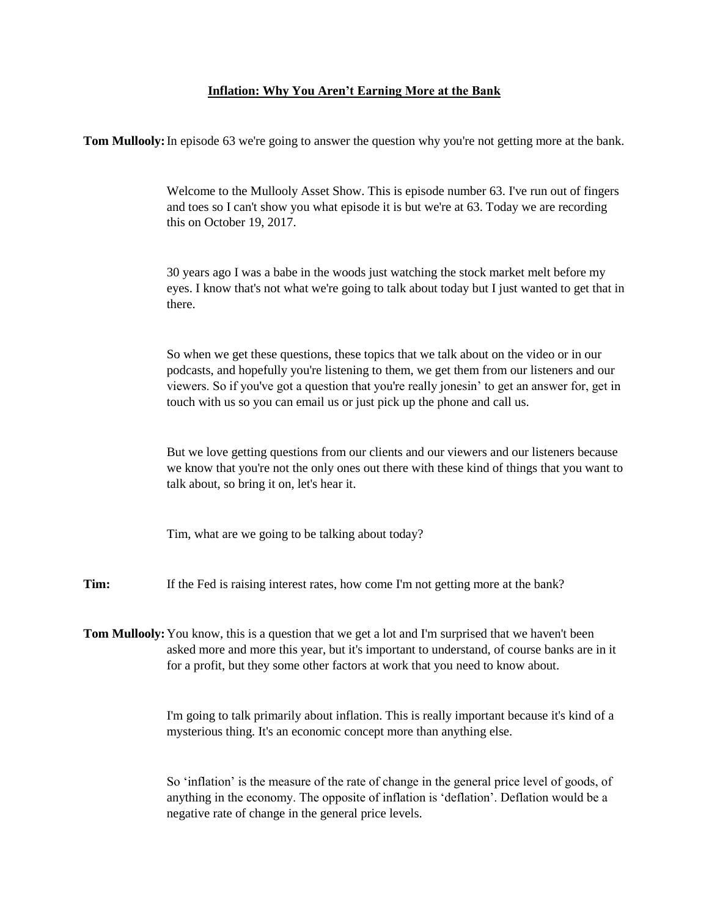# **Inflation: Why You Aren't Earning More at the Bank**

**Tom Mullooly:** In episode 63 we're going to answer the question why you're not getting more at the bank.

Welcome to the Mullooly Asset Show. This is episode number 63. I've run out of fingers and toes so I can't show you what episode it is but we're at 63. Today we are recording this on October 19, 2017.

30 years ago I was a babe in the woods just watching the stock market melt before my eyes. I know that's not what we're going to talk about today but I just wanted to get that in there.

So when we get these questions, these topics that we talk about on the video or in our podcasts, and hopefully you're listening to them, we get them from our listeners and our viewers. So if you've got a question that you're really jonesin' to get an answer for, get in touch with us so you can email us or just pick up the phone and call us.

But we love getting questions from our clients and our viewers and our listeners because we know that you're not the only ones out there with these kind of things that you want to talk about, so bring it on, let's hear it.

Tim, what are we going to be talking about today?

**Tim:** If the Fed is raising interest rates, how come I'm not getting more at the bank?

**Tom Mullooly:** You know, this is a question that we get a lot and I'm surprised that we haven't been asked more and more this year, but it's important to understand, of course banks are in it for a profit, but they some other factors at work that you need to know about.

I'm going to talk primarily about inflation. This is really important because it's kind of a mysterious thing. It's an economic concept more than anything else.

So 'inflation' is the measure of the rate of change in the general price level of goods, of anything in the economy. The opposite of inflation is 'deflation'. Deflation would be a negative rate of change in the general price levels.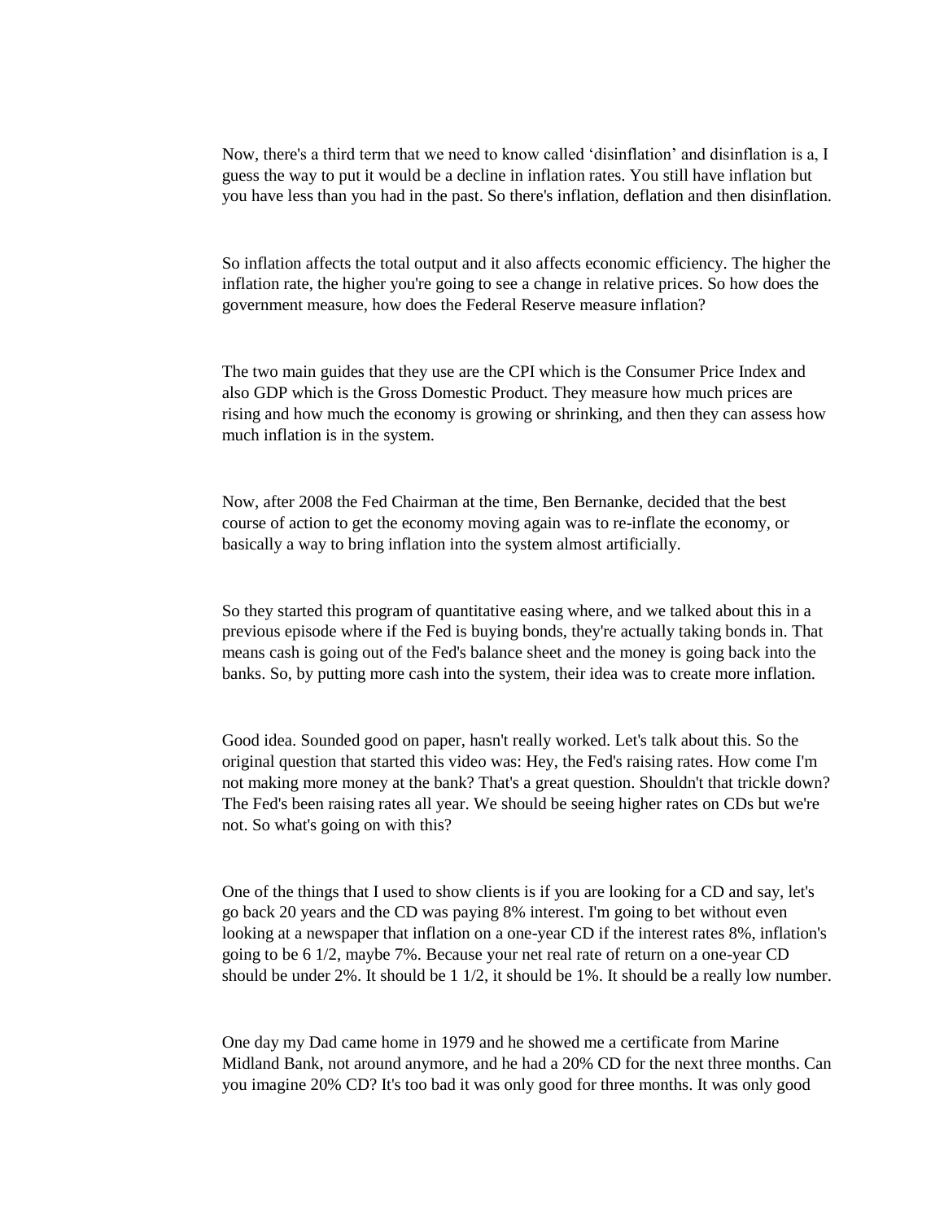Now, there's a third term that we need to know called 'disinflation' and disinflation is a, I guess the way to put it would be a decline in inflation rates. You still have inflation but you have less than you had in the past. So there's inflation, deflation and then disinflation.

So inflation affects the total output and it also affects economic efficiency. The higher the inflation rate, the higher you're going to see a change in relative prices. So how does the government measure, how does the Federal Reserve measure inflation?

The two main guides that they use are the CPI which is the Consumer Price Index and also GDP which is the Gross Domestic Product. They measure how much prices are rising and how much the economy is growing or shrinking, and then they can assess how much inflation is in the system.

Now, after 2008 the Fed Chairman at the time, Ben Bernanke, decided that the best course of action to get the economy moving again was to re-inflate the economy, or basically a way to bring inflation into the system almost artificially.

So they started this program of quantitative easing where, and we talked about this in a previous episode where if the Fed is buying bonds, they're actually taking bonds in. That means cash is going out of the Fed's balance sheet and the money is going back into the banks. So, by putting more cash into the system, their idea was to create more inflation.

Good idea. Sounded good on paper, hasn't really worked. Let's talk about this. So the original question that started this video was: Hey, the Fed's raising rates. How come I'm not making more money at the bank? That's a great question. Shouldn't that trickle down? The Fed's been raising rates all year. We should be seeing higher rates on CDs but we're not. So what's going on with this?

One of the things that I used to show clients is if you are looking for a CD and say, let's go back 20 years and the CD was paying 8% interest. I'm going to bet without even looking at a newspaper that inflation on a one-year CD if the interest rates 8%, inflation's going to be 6 1/2, maybe 7%. Because your net real rate of return on a one-year CD should be under 2%. It should be 1 1/2, it should be 1%. It should be a really low number.

One day my Dad came home in 1979 and he showed me a certificate from Marine Midland Bank, not around anymore, and he had a 20% CD for the next three months. Can you imagine 20% CD? It's too bad it was only good for three months. It was only good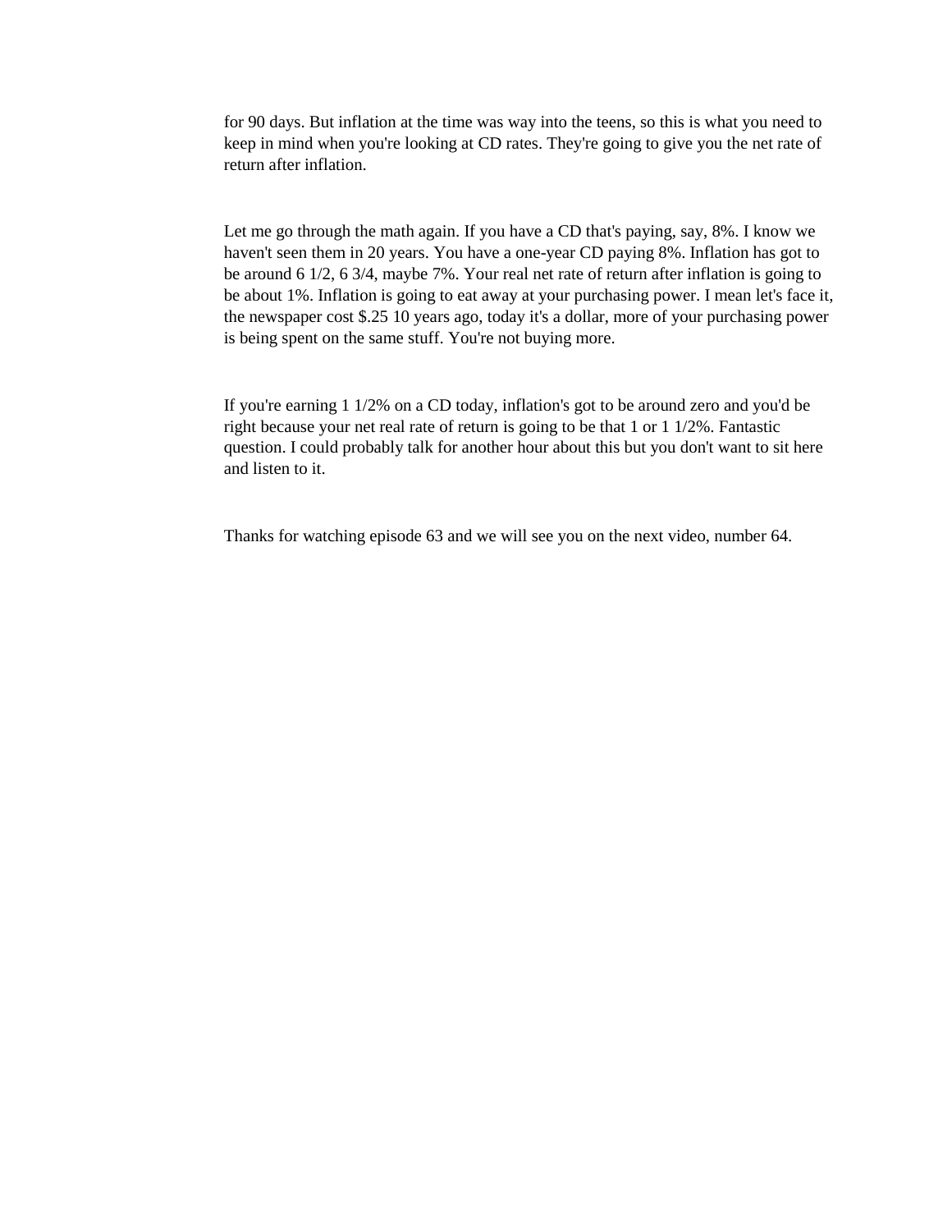for 90 days. But inflation at the time was way into the teens, so this is what you need to keep in mind when you're looking at CD rates. They're going to give you the net rate of return after inflation.

Let me go through the math again. If you have a CD that's paying, say, 8%. I know we haven't seen them in 20 years. You have a one-year CD paying 8%. Inflation has got to be around 6 1/2, 6 3/4, maybe 7%. Your real net rate of return after inflation is going to be about 1%. Inflation is going to eat away at your purchasing power. I mean let's face it, the newspaper cost $.25 10 years ago, today it's a dollar, more of your purchasing power is being spent on the same stuff. You're not buying more.

If you're earning 1 1/2% on a CD today, inflation's got to be around zero and you'd be right because your net real rate of return is going to be that 1 or 1 1/2%. Fantastic question. I could probably talk for another hour about this but you don't want to sit here and listen to it.

Thanks for watching episode 63 and we will see you on the next video, number 64.